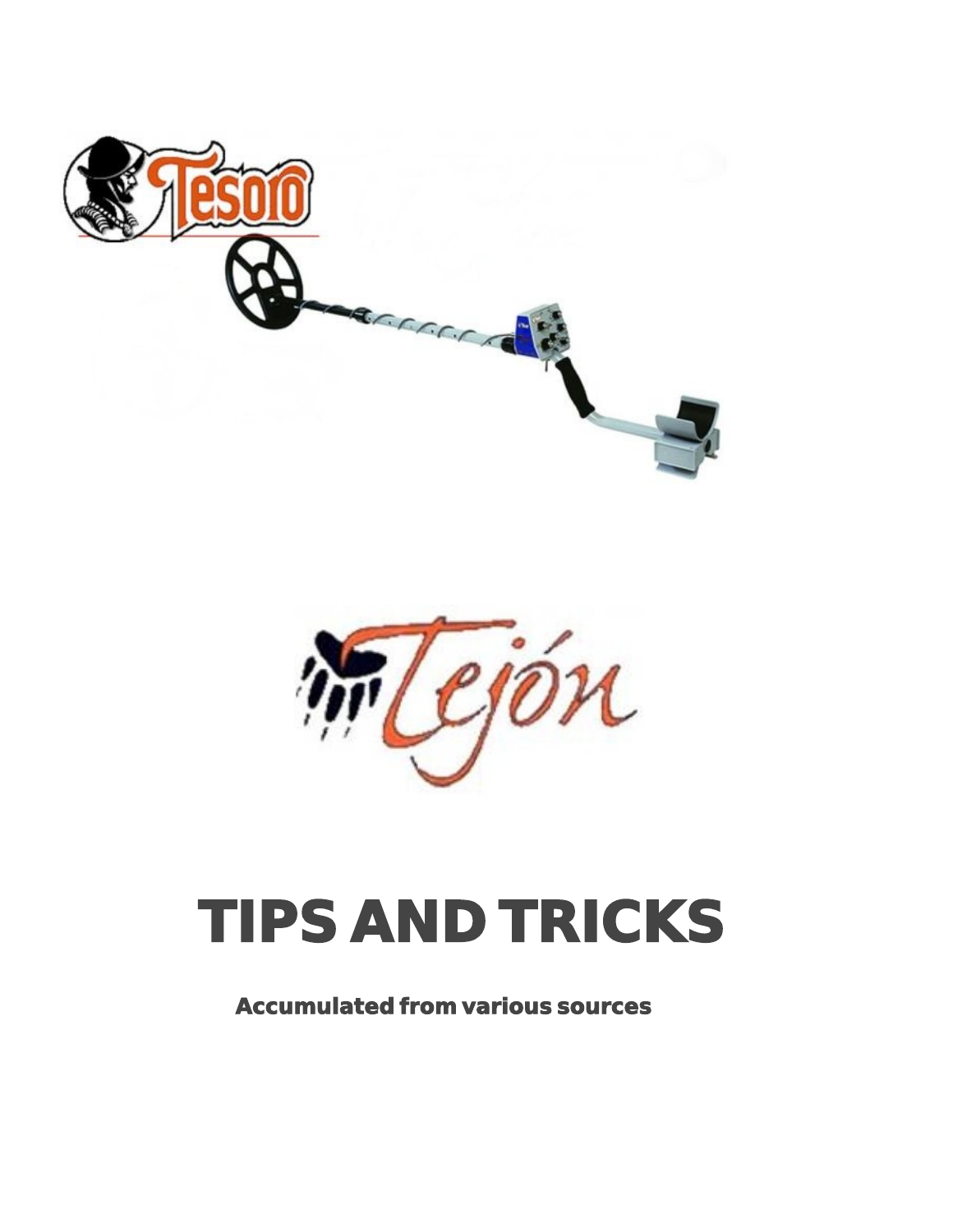Tesoro

Tejón

# TIPS AND TRICKS

**Accumulated from various sources**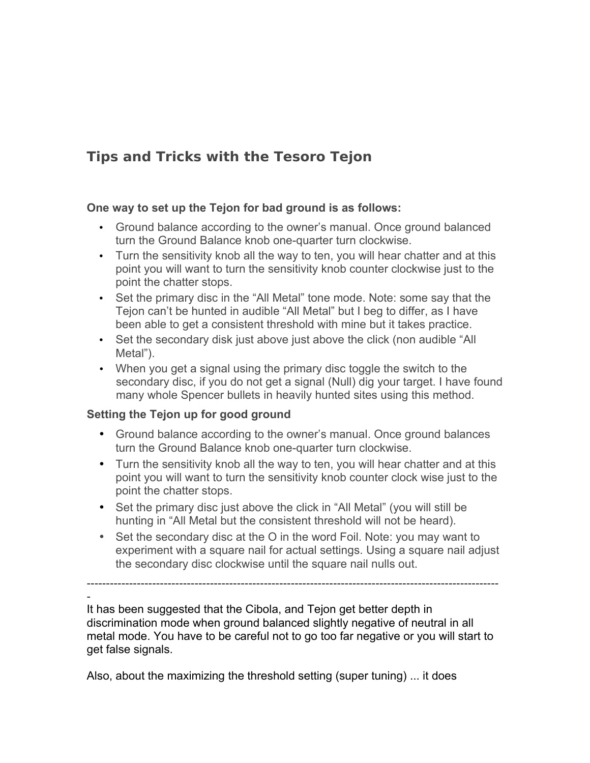## Tips and Tricks with the Tesoro Tejon

**One way to set up the Tejon for bad ground is as follows:**

- Ground balance according to the owner's manual. Once ground balanced turn the Ground Balance knob one-quarter turn clockwise.
- Turn the sensitivity knob all the way to ten, you will hear chatter and at this point you will want to turn the sensitivity knob counter clockwise just to the point the chatter stops.
- Set the primary disc in the "All Metal" tone mode. Note: some say that the Tejon can't be hunted in audible "All Metal" but I beg to differ, as I have been able to get a consistent threshold with mine but it takes practice.
- Set the secondary disk just above just above the click (non audible "All Metal").
- When you get a signal using the primary disc toggle the switch to the secondary disc, if you do not get a signal (Null) dig your target. I have found many whole Spencer bullets in heavily hunted sites using this method.

**Setting the Tejon up for good ground**

- Ground balance according to the owner's manual. Once ground balances turn the Ground Balance knob one-quarter turn clockwise.
- Turn the sensitivity knob all the way to ten, you will hear chatter and at this point you will want to turn the sensitivity knob counter clock wise just to the point the chatter stops.
- Set the primary disc just above the click in "All Metal" (you will still be hunting in "All Metal but the consistent threshold will not be heard).
- Set the secondary disc at the O in the word Foil. Note: you may want to experiment with a square nail for actual settings. Using a square nail adjust the secondary disc clockwise until the square nail nulls out.

-------------------------------------------------------------------------------------------------------------

It has been suggested that the Cibola, and Tejon get better depth in discrimination mode when ground balanced slightly negative of neutral in all metal mode. You have to be careful not to go too far negative or you will start to get false signals.

Also, about the maximizing the threshold setting (super tuning) ... it does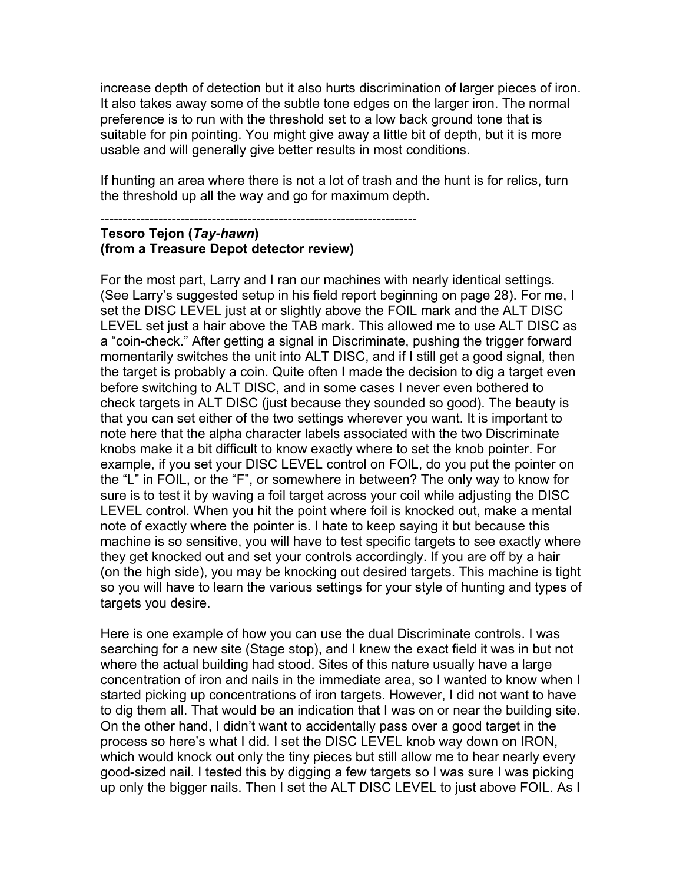increase depth of detection but it also hurts discrimination of larger pieces of iron. It also takes away some of the subtle tone edges on the larger iron. The normal preference is to run with the threshold set to a low back ground tone that is suitable for pin pointing. You might give away a little bit of depth, but it is more usable and will generally give better results in most conditions.

If hunting an area where there is not a lot of trash and the hunt is for relics, turn the threshold up all the way and go for maximum depth.

------------------------------------------------------------------------

**Tesoro Tejon (*Tay-hawn*)**
**(from a Treasure Depot detector review)**

For the most part, Larry and I ran our machines with nearly identical settings. (See Larry's suggested setup in his field report beginning on page 28). For me, I set the DISC LEVEL just at or slightly above the FOIL mark and the ALT DISC LEVEL set just a hair above the TAB mark. This allowed me to use ALT DISC as a "coin-check." After getting a signal in Discriminate, pushing the trigger forward momentarily switches the unit into ALT DISC, and if I still get a good signal, then the target is probably a coin. Quite often I made the decision to dig a target even before switching to ALT DISC, and in some cases I never even bothered to check targets in ALT DISC (just because they sounded so good). The beauty is that you can set either of the two settings wherever you want. It is important to note here that the alpha character labels associated with the two Discriminate knobs make it a bit difficult to know exactly where to set the knob pointer. For example, if you set your DISC LEVEL control on FOIL, do you put the pointer on the "L" in FOIL, or the "F", or somewhere in between? The only way to know for sure is to test it by waving a foil target across your coil while adjusting the DISC LEVEL control. When you hit the point where foil is knocked out, make a mental note of exactly where the pointer is. I hate to keep saying it but because this machine is so sensitive, you will have to test specific targets to see exactly where they get knocked out and set your controls accordingly. If you are off by a hair (on the high side), you may be knocking out desired targets. This machine is tight so you will have to learn the various settings for your style of hunting and types of targets you desire.

Here is one example of how you can use the dual Discriminate controls. I was searching for a new site (Stage stop), and I knew the exact field it was in but not where the actual building had stood. Sites of this nature usually have a large concentration of iron and nails in the immediate area, so I wanted to know when I started picking up concentrations of iron targets. However, I did not want to have to dig them all. That would be an indication that I was on or near the building site. On the other hand, I didn't want to accidentally pass over a good target in the process so here's what I did. I set the DISC LEVEL knob way down on IRON, which would knock out only the tiny pieces but still allow me to hear nearly every good-sized nail. I tested this by digging a few targets so I was sure I was picking up only the bigger nails. Then I set the ALT DISC LEVEL to just above FOIL. As I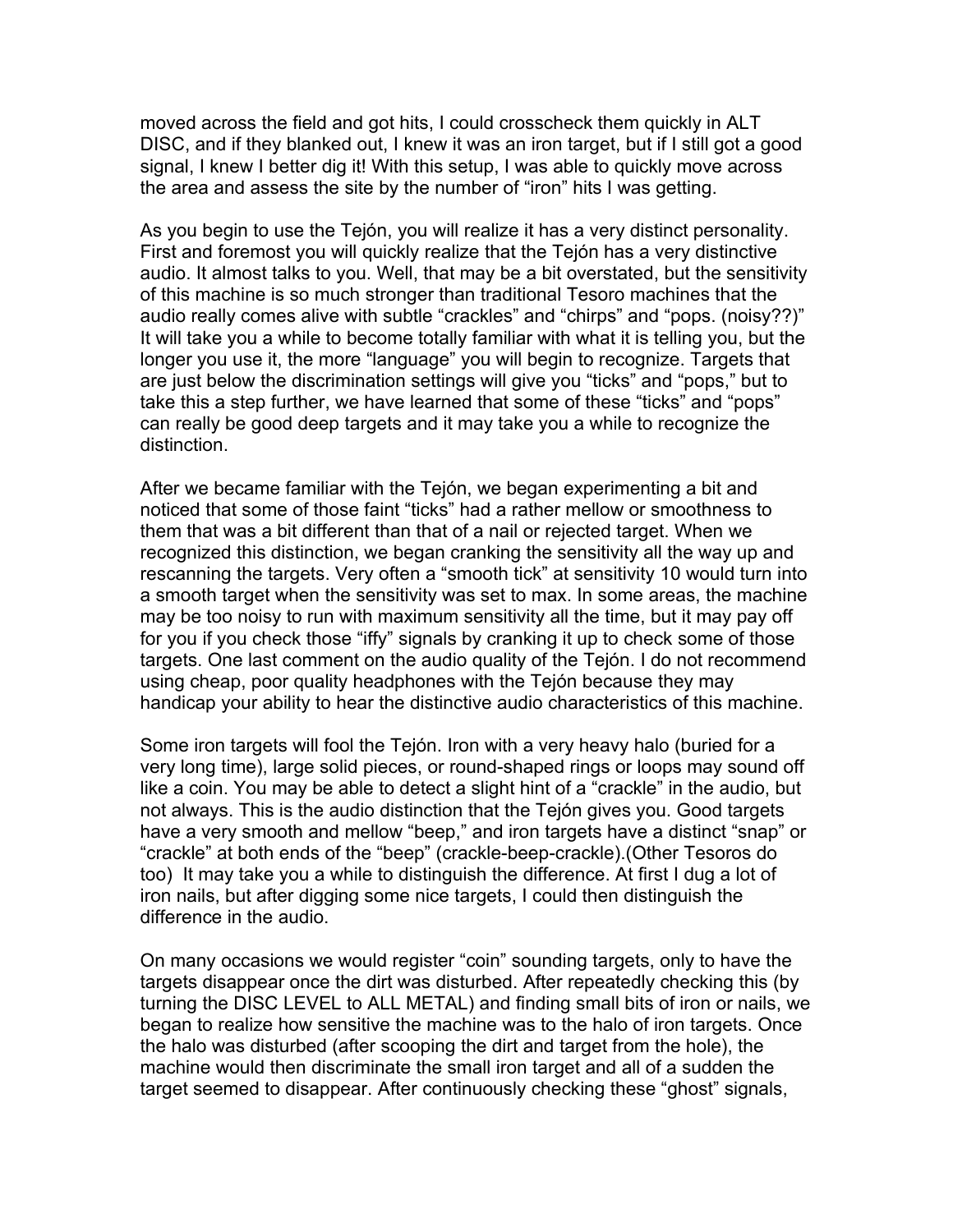moved across the field and got hits, I could crosscheck them quickly in ALT DISC, and if they blanked out, I knew it was an iron target, but if I still got a good signal, I knew I better dig it! With this setup, I was able to quickly move across the area and assess the site by the number of "iron" hits I was getting.

As you begin to use the Tejón, you will realize it has a very distinct personality. First and foremost you will quickly realize that the Tejón has a very distinctive audio. It almost talks to you. Well, that may be a bit overstated, but the sensitivity of this machine is so much stronger than traditional Tesoro machines that the audio really comes alive with subtle "crackles" and "chirps" and "pops. (noisy??)" It will take you a while to become totally familiar with what it is telling you, but the longer you use it, the more "language" you will begin to recognize. Targets that are just below the discrimination settings will give you "ticks" and "pops," but to take this a step further, we have learned that some of these "ticks" and "pops" can really be good deep targets and it may take you a while to recognize the distinction.

After we became familiar with the Tejón, we began experimenting a bit and noticed that some of those faint "ticks" had a rather mellow or smoothness to them that was a bit different than that of a nail or rejected target. When we recognized this distinction, we began cranking the sensitivity all the way up and rescanning the targets. Very often a "smooth tick" at sensitivity 10 would turn into a smooth target when the sensitivity was set to max. In some areas, the machine may be too noisy to run with maximum sensitivity all the time, but it may pay off for you if you check those "iffy" signals by cranking it up to check some of those targets. One last comment on the audio quality of the Tejón. I do not recommend using cheap, poor quality headphones with the Tejón because they may handicap your ability to hear the distinctive audio characteristics of this machine.

Some iron targets will fool the Tejón. Iron with a very heavy halo (buried for a very long time), large solid pieces, or round-shaped rings or loops may sound off like a coin. You may be able to detect a slight hint of a "crackle" in the audio, but not always. This is the audio distinction that the Tejón gives you. Good targets have a very smooth and mellow "beep," and iron targets have a distinct "snap" or "crackle" at both ends of the "beep" (crackle-beep-crackle).(Other Tesoros do too) It may take you a while to distinguish the difference. At first I dug a lot of iron nails, but after digging some nice targets, I could then distinguish the difference in the audio.

On many occasions we would register "coin" sounding targets, only to have the targets disappear once the dirt was disturbed. After repeatedly checking this (by turning the DISC LEVEL to ALL METAL) and finding small bits of iron or nails, we began to realize how sensitive the machine was to the halo of iron targets. Once the halo was disturbed (after scooping the dirt and target from the hole), the machine would then discriminate the small iron target and all of a sudden the target seemed to disappear. After continuously checking these "ghost" signals,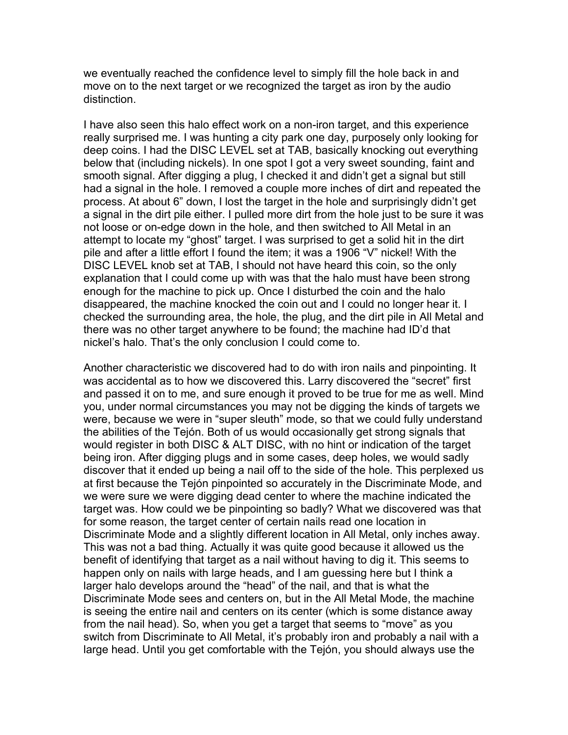we eventually reached the confidence level to simply fill the hole back in and move on to the next target or we recognized the target as iron by the audio distinction.

I have also seen this halo effect work on a non-iron target, and this experience really surprised me. I was hunting a city park one day, purposely only looking for deep coins. I had the DISC LEVEL set at TAB, basically knocking out everything below that (including nickels). In one spot I got a very sweet sounding, faint and smooth signal. After digging a plug, I checked it and didn't get a signal but still had a signal in the hole. I removed a couple more inches of dirt and repeated the process. At about 6" down, I lost the target in the hole and surprisingly didn't get a signal in the dirt pile either. I pulled more dirt from the hole just to be sure it was not loose or on-edge down in the hole, and then switched to All Metal in an attempt to locate my "ghost" target. I was surprised to get a solid hit in the dirt pile and after a little effort I found the item; it was a 1906 "V" nickel! With the DISC LEVEL knob set at TAB, I should not have heard this coin, so the only explanation that I could come up with was that the halo must have been strong enough for the machine to pick up. Once I disturbed the coin and the halo disappeared, the machine knocked the coin out and I could no longer hear it. I checked the surrounding area, the hole, the plug, and the dirt pile in All Metal and there was no other target anywhere to be found; the machine had ID'd that nickel's halo. That's the only conclusion I could come to.

Another characteristic we discovered had to do with iron nails and pinpointing. It was accidental as to how we discovered this. Larry discovered the "secret" first and passed it on to me, and sure enough it proved to be true for me as well. Mind you, under normal circumstances you may not be digging the kinds of targets we were, because we were in "super sleuth" mode, so that we could fully understand the abilities of the Tejón. Both of us would occasionally get strong signals that would register in both DISC & ALT DISC, with no hint or indication of the target being iron. After digging plugs and in some cases, deep holes, we would sadly discover that it ended up being a nail off to the side of the hole. This perplexed us at first because the Tejón pinpointed so accurately in the Discriminate Mode, and we were sure we were digging dead center to where the machine indicated the target was. How could we be pinpointing so badly? What we discovered was that for some reason, the target center of certain nails read one location in Discriminate Mode and a slightly different location in All Metal, only inches away. This was not a bad thing. Actually it was quite good because it allowed us the benefit of identifying that target as a nail without having to dig it. This seems to happen only on nails with large heads, and I am guessing here but I think a larger halo develops around the "head" of the nail, and that is what the Discriminate Mode sees and centers on, but in the All Metal Mode, the machine is seeing the entire nail and centers on its center (which is some distance away from the nail head). So, when you get a target that seems to "move" as you switch from Discriminate to All Metal, it's probably iron and probably a nail with a large head. Until you get comfortable with the Tejón, you should always use the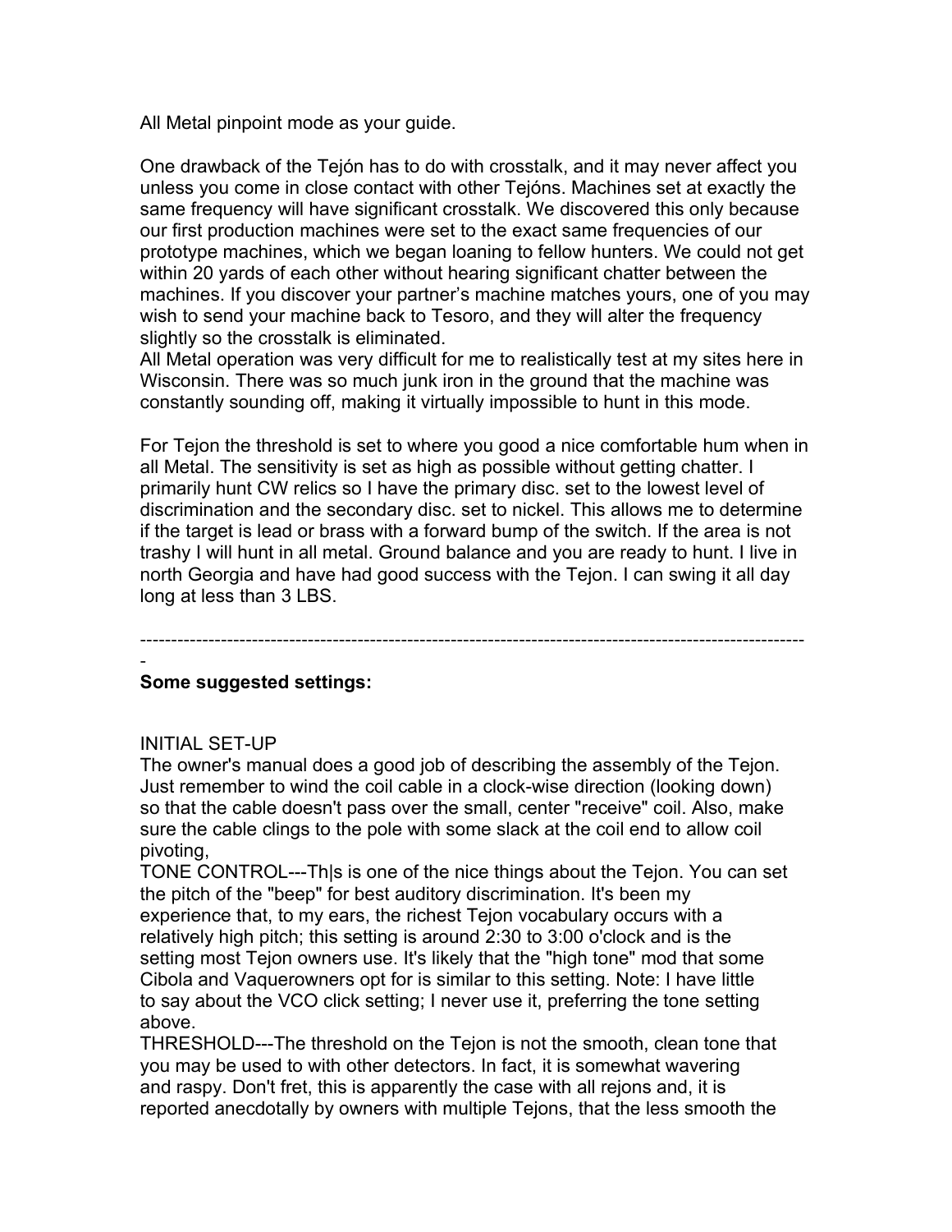All Metal pinpoint mode as your guide.

One drawback of the Tejón has to do with crosstalk, and it may never affect you unless you come in close contact with other Tejóns. Machines set at exactly the same frequency will have significant crosstalk. We discovered this only because our first production machines were set to the exact same frequencies of our prototype machines, which we began loaning to fellow hunters. We could not get within 20 yards of each other without hearing significant chatter between the machines. If you discover your partner's machine matches yours, one of you may wish to send your machine back to Tesoro, and they will alter the frequency slightly so the crosstalk is eliminated.
All Metal operation was very difficult for me to realistically test at my sites here in Wisconsin. There was so much junk iron in the ground that the machine was constantly sounding off, making it virtually impossible to hunt in this mode.

For Tejon the threshold is set to where you good a nice comfortable hum when in all Metal. The sensitivity is set as high as possible without getting chatter. I primarily hunt CW relics so I have the primary disc. set to the lowest level of discrimination and the secondary disc. set to nickel. This allows me to determine if the target is lead or brass with a forward bump of the switch. If the area is not trashy I will hunt in all metal. Ground balance and you are ready to hunt. I live in north Georgia and have had good success with the Tejon. I can swing it all day long at less than 3 LBS.

---

**Some suggested settings:**

INITIAL SET-UP
The owner's manual does a good job of describing the assembly of the Tejon. Just remember to wind the coil cable in a clock-wise direction (looking down) so that the cable doesn't pass over the small, center "receive" coil. Also, make sure the cable clings to the pole with some slack at the coil end to allow coil pivoting,
TONE CONTROL---Th|s is one of the nice things about the Tejon. You can set the pitch of the "beep" for best auditory discrimination. It's been my experience that, to my ears, the richest Tejon vocabulary occurs with a relatively high pitch; this setting is around 2:30 to 3:00 o'clock and is the setting most Tejon owners use. It's likely that the "high tone" mod that some Cibola and Vaquerowners opt for is similar to this setting. Note: I have little to say about the VCO click setting; I never use it, preferring the tone setting above.
THRESHOLD---The threshold on the Tejon is not the smooth, clean tone that you may be used to with other detectors. In fact, it is somewhat wavering and raspy. Don't fret, this is apparently the case with all rejons and, it is reported anecdotally by owners with multiple Tejons, that the less smooth the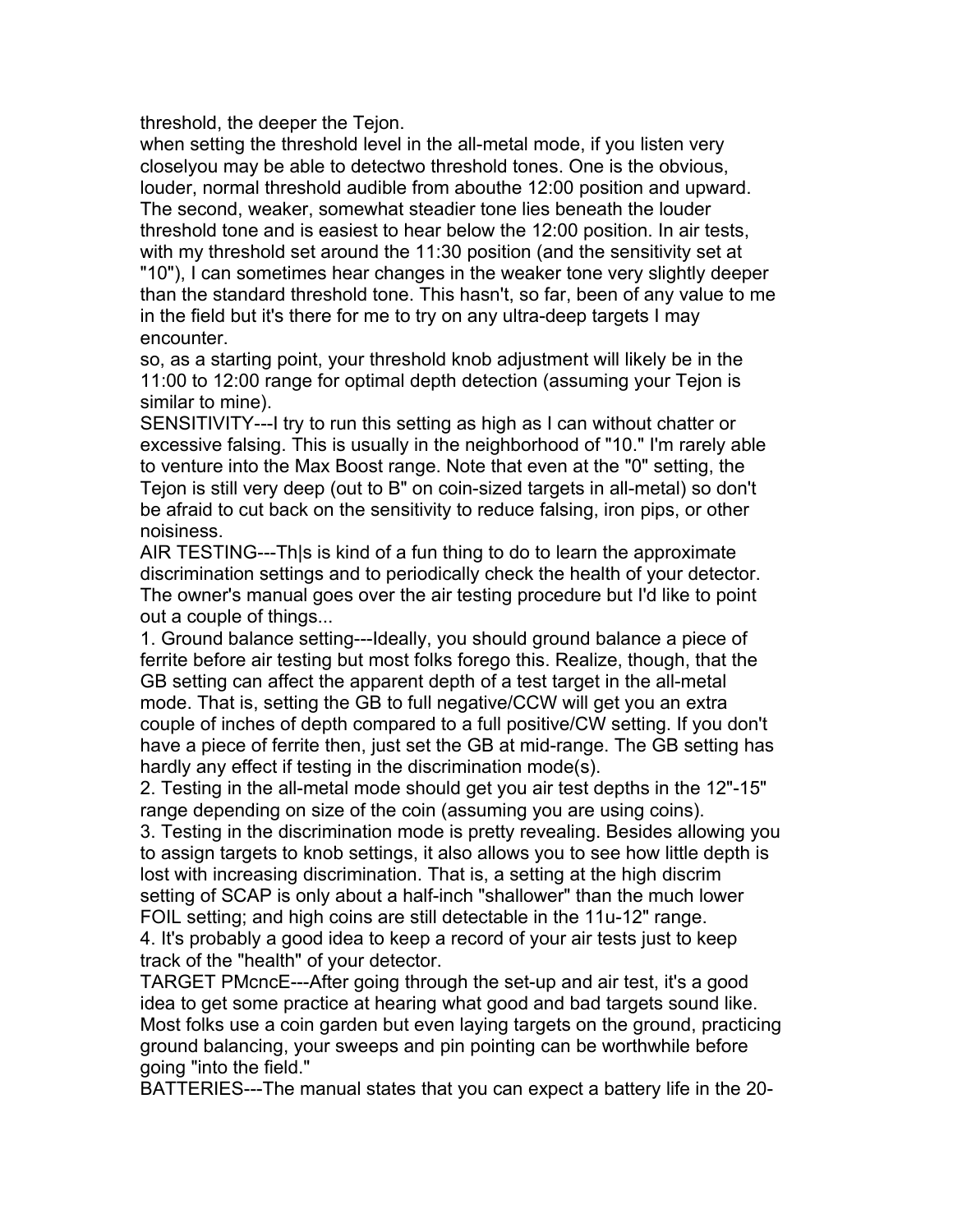threshold, the deeper the Tejon.

when setting the threshold level in the all-metal mode, if you listen very closelyou may be able to detectwo threshold tones. One is the obvious, louder, normal threshold audible from abouthe 12:00 position and upward. The second, weaker, somewhat steadier tone lies beneath the louder threshold tone and is easiest to hear below the 12:00 position. In air tests, with my threshold set around the 11:30 position (and the sensitivity set at "10"), I can sometimes hear changes in the weaker tone very slightly deeper than the standard threshold tone. This hasn't, so far, been of any value to me in the field but it's there for me to try on any ultra-deep targets I may encounter.

so, as a starting point, your threshold knob adjustment will likely be in the 11:00 to 12:00 range for optimal depth detection (assuming your Tejon is similar to mine).

SENSITIVITY---I try to run this setting as high as I can without chatter or excessive falsing. This is usually in the neighborhood of "10." I'm rarely able to venture into the Max Boost range. Note that even at the "0" setting, the Tejon is still very deep (out to B" on coin-sized targets in all-metal) so don't be afraid to cut back on the sensitivity to reduce falsing, iron pips, or other noisiness.

AIR TESTING---Th|s is kind of a fun thing to do to learn the approximate discrimination settings and to periodically check the health of your detector. The owner's manual goes over the air testing procedure but I'd like to point out a couple of things...

1. Ground balance setting---Ideally, you should ground balance a piece of ferrite before air testing but most folks forego this. Realize, though, that the GB setting can affect the apparent depth of a test target in the all-metal mode. That is, setting the GB to full negative/CCW will get you an extra couple of inches of depth compared to a full positive/CW setting. If you don't have a piece of ferrite then, just set the GB at mid-range. The GB setting has hardly any effect if testing in the discrimination mode(s).
2. Testing in the all-metal mode should get you air test depths in the 12"-15" range depending on size of the coin (assuming you are using coins).
3. Testing in the discrimination mode is pretty revealing. Besides allowing you to assign targets to knob settings, it also allows you to see how little depth is lost with increasing discrimination. That is, a setting at the high discrim setting of SCAP is only about a half-inch "shallower" than the much lower FOIL setting; and high coins are still detectable in the 11u-12" range.
4. It's probably a good idea to keep a record of your air tests just to keep track of the "health" of your detector.

TARGET PMcncE---After going through the set-up and air test, it's a good idea to get some practice at hearing what good and bad targets sound like. Most folks use a coin garden but even laying targets on the ground, practicing ground balancing, your sweeps and pin pointing can be worthwhile before going "into the field."

BATTERIES---The manual states that you can expect a battery life in the 20-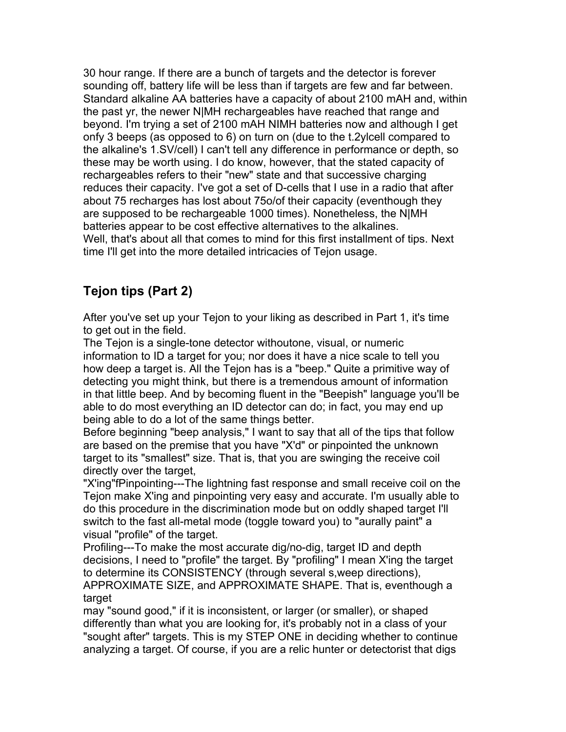30 hour range. If there are a bunch of targets and the detector is forever sounding off, battery life will be less than if targets are few and far between. Standard alkaline AA batteries have a capacity of about 2100 mAH and, within the past yr, the newer N|MH rechargeables have reached that range and beyond. I'm trying a set of 2100 mAH NIMH batteries now and although I get onfy 3 beeps (as opposed to 6) on turn on (due to the t.2ylcell compared to the alkaline's 1.SV/cell) I can't tell any difference in performance or depth, so these may be worth using. I do know, however, that the stated capacity of rechargeables refers to their "new" state and that successive charging reduces their capacity. I've got a set of D-cells that I use in a radio that after about 75 recharges has lost about 75o/of their capacity (eventhough they are supposed to be rechargeable 1000 times). Nonetheless, the N|MH batteries appear to be cost effective alternatives to the alkalines.
Well, that's about all that comes to mind for this first installment of tips. Next time I'll get into the more detailed intricacies of Tejon usage.

## Tejon tips (Part 2)

After you've set up your Tejon to your liking as described in Part 1, it's time to get out in the field.
The Tejon is a single-tone detector withoutone, visual, or numeric information to ID a target for you; nor does it have a nice scale to tell you how deep a target is. All the Tejon has is a "beep." Quite a primitive way of detecting you might think, but there is a tremendous amount of information in that little beep. And by becoming fluent in the "Beepish" language you'll be able to do most everything an ID detector can do; in fact, you may end up being able to do a lot of the same things better.
Before beginning "beep analysis," I want to say that all of the tips that follow are based on the premise that you have "X'd" or pinpointed the unknown target to its "smallest" size. That is, that you are swinging the receive coil directly over the target,
"X'ing"fPinpointing---The lightning fast response and small receive coil on the Tejon make X'ing and pinpointing very easy and accurate. I'm usually able to do this procedure in the discrimination mode but on oddly shaped target I'll switch to the fast all-metal mode (toggle toward you) to "aurally paint" a visual "profile" of the target.
Profiling---To make the most accurate dig/no-dig, target ID and depth decisions, I need to "profile" the target. By "profiling" I mean X'ing the target to determine its CONSISTENCY (through several s,weep directions), APPROXIMATE SIZE, and APPROXIMATE SHAPE. That is, eventhough a target
may "sound good," if it is inconsistent, or larger (or smaller), or shaped differently than what you are looking for, it's probably not in a class of your "sought after" targets. This is my STEP ONE in deciding whether to continue analyzing a target. Of course, if you are a relic hunter or detectorist that digs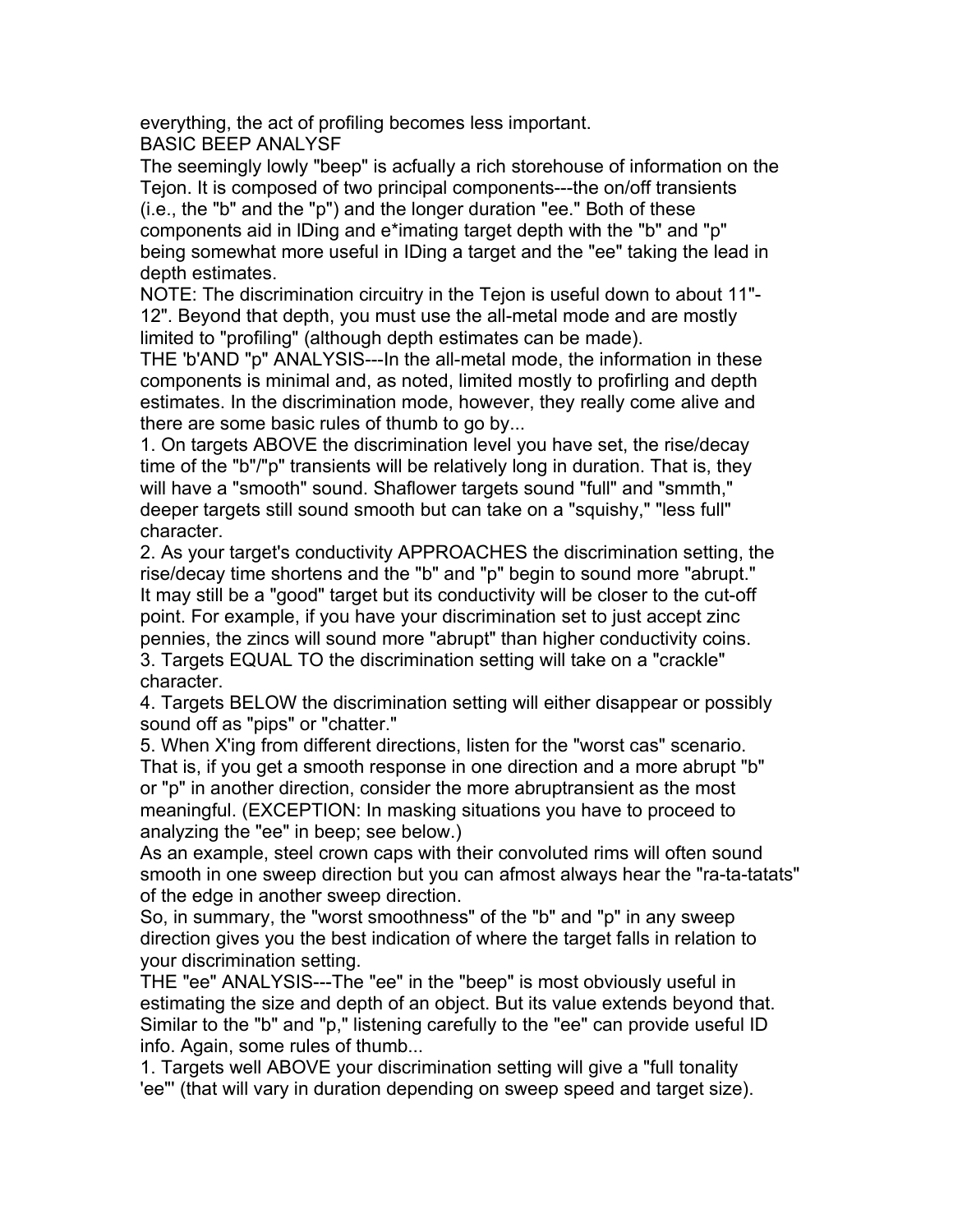everything, the act of profiling becomes less important.

BASIC BEEP ANALYSF

The seemingly lowly "beep" is acfually a rich storehouse of information on the Tejon. It is composed of two principal components---the on/off transients (i.e., the "b" and the "p") and the longer duration "ee." Both of these components aid in lDing and e*imating target depth with the "b" and "p" being somewhat more useful in IDing a target and the "ee" taking the lead in depth estimates.

NOTE: The discrimination circuitry in the Tejon is useful down to about 11"-12". Beyond that depth, you must use the all-metal mode and are mostly limited to "profiling" (although depth estimates can be made).

THE 'b'AND "p" ANALYSIS---In the all-metal mode, the information in these components is minimal and, as noted, limited mostly to profirling and depth estimates. In the discrimination mode, however, they really come alive and there are some basic rules of thumb to go by...

1. On targets ABOVE the discrimination level you have set, the rise/decay time of the "b"/"p" transients will be relatively long in duration. That is, they will have a "smooth" sound. Shaflower targets sound "full" and "smmth," deeper targets still sound smooth but can take on a "squishy," "less full" character.
2. As your target's conductivity APPROACHES the discrimination setting, the rise/decay time shortens and the "b" and "p" begin to sound more "abrupt." It may still be a "good" target but its conductivity will be closer to the cut-off point. For example, if you have your discrimination set to just accept zinc pennies, the zincs will sound more "abrupt" than higher conductivity coins.
3. Targets EQUAL TO the discrimination setting will take on a "crackle" character.
4. Targets BELOW the discrimination setting will either disappear or possibly sound off as "pips" or "chatter."
5. When X'ing from different directions, listen for the "worst cas" scenario. That is, if you get a smooth response in one direction and a more abrupt "b" or "p" in another direction, consider the more abruptransient as the most meaningful. (EXCEPTION: In masking situations you have to proceed to analyzing the "ee" in beep; see below.)

As an example, steel crown caps with their convoluted rims will often sound smooth in one sweep direction but you can afmost always hear the "ra-ta-tatats" of the edge in another sweep direction.

So, in summary, the "worst smoothness" of the "b" and "p" in any sweep direction gives you the best indication of where the target falls in relation to your discrimination setting.

THE "ee" ANALYSIS---The "ee" in the "beep" is most obviously useful in estimating the size and depth of an object. But its value extends beyond that. Similar to the "b" and "p," listening carefully to the "ee" can provide useful ID info. Again, some rules of thumb...

1. Targets well ABOVE your discrimination setting will give a "full tonality 'ee"' (that will vary in duration depending on sweep speed and target size).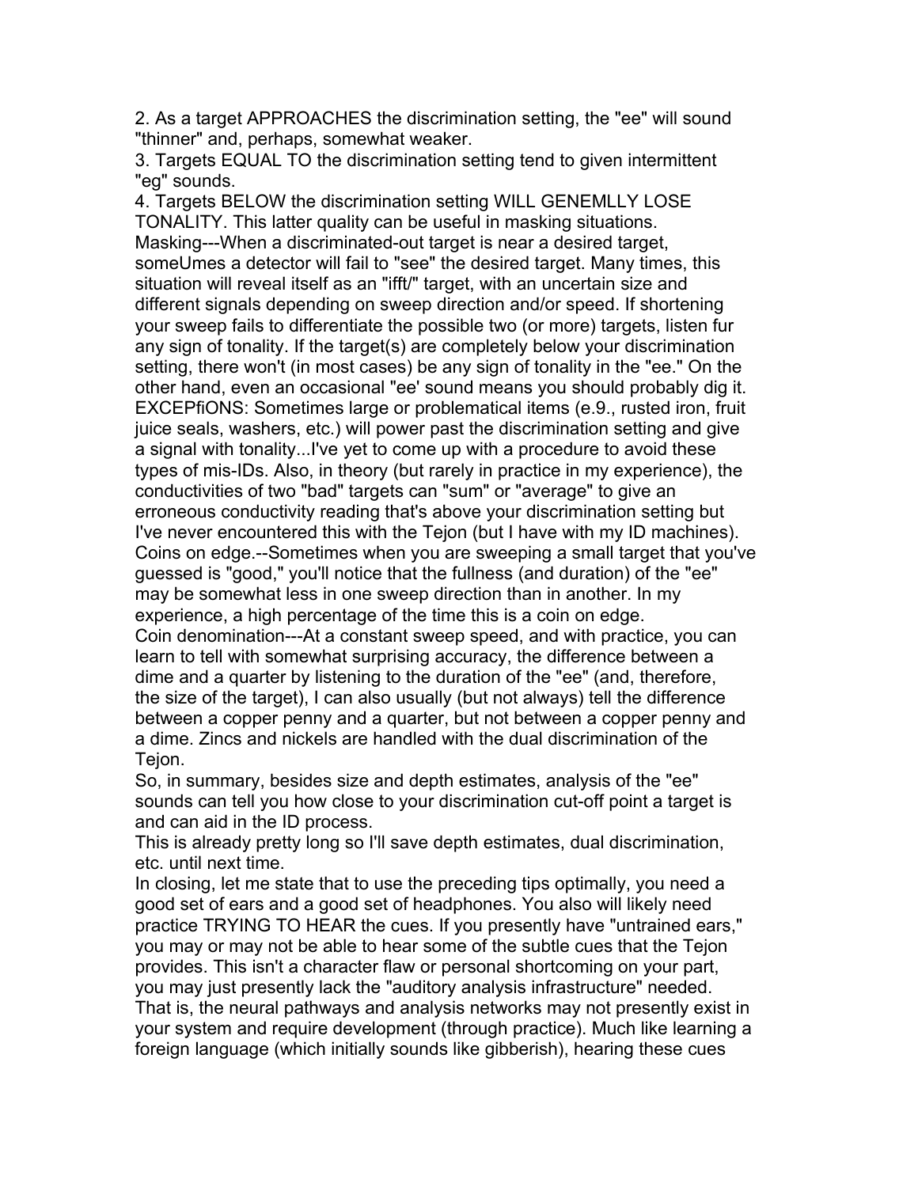2. As a target APPROACHES the discrimination setting, the "ee" will sound "thinner" and, perhaps, somewhat weaker.

3. Targets EQUAL TO the discrimination setting tend to given intermittent "eg" sounds.

4. Targets BELOW the discrimination setting WILL GENEMLLY LOSE TONALITY. This latter quality can be useful in masking situations.

Masking---When a discriminated-out target is near a desired target, someUmes a detector will fail to "see" the desired target. Many times, this situation will reveal itself as an "ifft/" target, with an uncertain size and different signals depending on sweep direction and/or speed. If shortening your sweep fails to differentiate the possible two (or more) targets, listen fur any sign of tonality. If the target(s) are completely below your discrimination setting, there won't (in most cases) be any sign of tonality in the "ee." On the other hand, even an occasional "ee' sound means you should probably dig it.

EXCEPfiONS: Sometimes large or problematical items (e.9., rusted iron, fruit juice seals, washers, etc.) will power past the discrimination setting and give a signal with tonality...I've yet to come up with a procedure to avoid these types of mis-IDs. Also, in theory (but rarely in practice in my experience), the conductivities of two "bad" targets can "sum" or "average" to give an erroneous conductivity reading that's above your discrimination setting but I've never encountered this with the Tejon (but I have with my ID machines).

Coins on edge.--Sometimes when you are sweeping a small target that you've guessed is "good," you'll notice that the fullness (and duration) of the "ee" may be somewhat less in one sweep direction than in another. In my experience, a high percentage of the time this is a coin on edge.

Coin denomination---At a constant sweep speed, and with practice, you can learn to tell with somewhat surprising accuracy, the difference between a dime and a quarter by listening to the duration of the "ee" (and, therefore, the size of the target), I can also usually (but not always) tell the difference between a copper penny and a quarter, but not between a copper penny and a dime. Zincs and nickels are handled with the dual discrimination of the Tejon.

So, in summary, besides size and depth estimates, analysis of the "ee" sounds can tell you how close to your discrimination cut-off point a target is and can aid in the ID process.

This is already pretty long so I'll save depth estimates, dual discrimination, etc. until next time.

In closing, let me state that to use the preceding tips optimally, you need a good set of ears and a good set of headphones. You also will likely need practice TRYING TO HEAR the cues. If you presently have "untrained ears," you may or may not be able to hear some of the subtle cues that the Tejon provides. This isn't a character flaw or personal shortcoming on your part, you may just presently lack the "auditory analysis infrastructure" needed. That is, the neural pathways and analysis networks may not presently exist in your system and require development (through practice). Much like learning a foreign language (which initially sounds like gibberish), hearing these cues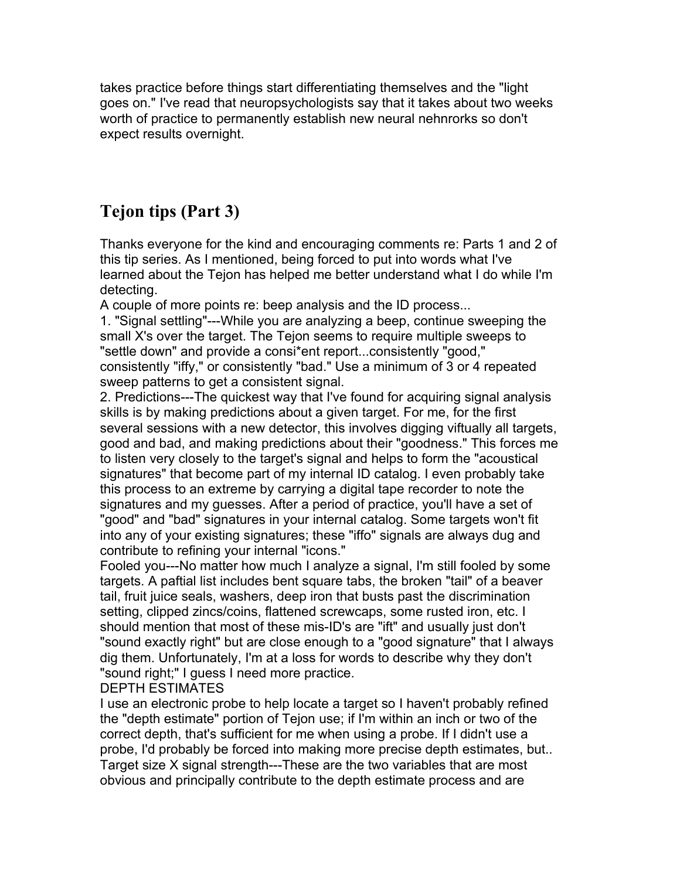takes practice before things start differentiating themselves and the "light goes on." I've read that neuropsychologists say that it takes about two weeks worth of practice to permanently establish new neural nehnrorks so don't expect results overnight.

## Tejon tips (Part 3)

Thanks everyone for the kind and encouraging comments re: Parts 1 and 2 of this tip series. As I mentioned, being forced to put into words what I've learned about the Tejon has helped me better understand what I do while I'm detecting.

A couple of more points re: beep analysis and the ID process...

1. "Signal settling"---While you are analyzing a beep, continue sweeping the small X's over the target. The Tejon seems to require multiple sweeps to "settle down" and provide a consi*ent report...consistently "good," consistently "iffy," or consistently "bad." Use a minimum of 3 or 4 repeated sweep patterns to get a consistent signal.
2. Predictions---The quickest way that I've found for acquiring signal analysis skills is by making predictions about a given target. For me, for the first several sessions with a new detector, this involves digging viftually all targets, good and bad, and making predictions about their "goodness." This forces me to listen very closely to the target's signal and helps to form the "acoustical signatures" that become part of my internal ID catalog. I even probably take this process to an extreme by carrying a digital tape recorder to note the signatures and my guesses. After a period of practice, you'll have a set of "good" and "bad" signatures in your internal catalog. Some targets won't fit into any of your existing signatures; these "iffo" signals are always dug and contribute to refining your internal "icons."

Fooled you---No matter how much I analyze a signal, I'm still fooled by some targets. A paftial list includes bent square tabs, the broken "tail" of a beaver tail, fruit juice seals, washers, deep iron that busts past the discrimination setting, clipped zincs/coins, flattened screwcaps, some rusted iron, etc. I should mention that most of these mis-ID's are "ift" and usually just don't "sound exactly right" but are close enough to a "good signature" that I always dig them. Unfortunately, I'm at a loss for words to describe why they don't "sound right;" I guess I need more practice.

DEPTH ESTIMATES

I use an electronic probe to help locate a target so I haven't probably refined the "depth estimate" portion of Tejon use; if I'm within an inch or two of the correct depth, that's sufficient for me when using a probe. If I didn't use a probe, I'd probably be forced into making more precise depth estimates, but..

Target size X signal strength---These are the two variables that are most obvious and principally contribute to the depth estimate process and are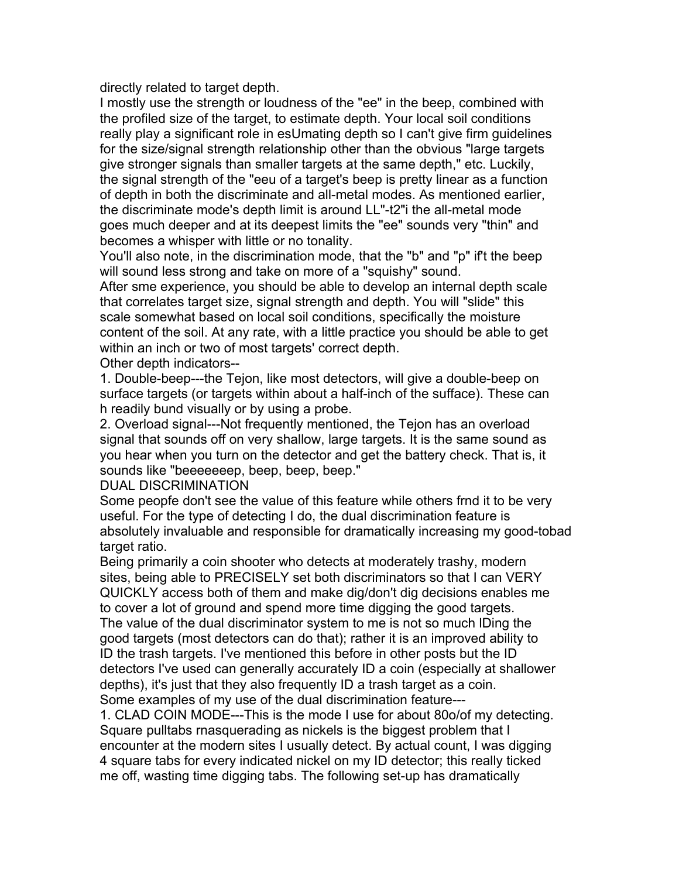directly related to target depth.

I mostly use the strength or loudness of the "ee" in the beep, combined with the profiled size of the target, to estimate depth. Your local soil conditions really play a significant role in esUmating depth so I can't give firm guidelines for the size/signal strength relationship other than the obvious "large targets give stronger signals than smaller targets at the same depth," etc. Luckily, the signal strength of the "eeu of a target's beep is pretty linear as a function of depth in both the discriminate and all-metal modes. As mentioned earlier, the discriminate mode's depth limit is around LL"-t2"i the all-metal mode goes much deeper and at its deepest limits the "ee" sounds very "thin" and becomes a whisper with little or no tonality.

You'll also note, in the discrimination mode, that the "b" and "p" if't the beep will sound less strong and take on more of a "squishy" sound.

After sme experience, you should be able to develop an internal depth scale that correlates target size, signal strength and depth. You will "slide" this scale somewhat based on local soil conditions, specifically the moisture content of the soil. At any rate, with a little practice you should be able to get within an inch or two of most targets' correct depth.

Other depth indicators--

1. Double-beep---the Tejon, like most detectors, will give a double-beep on surface targets (or targets within about a half-inch of the sufface). These can h readily bund visually or by using a probe.
2. Overload signal---Not frequently mentioned, the Tejon has an overload signal that sounds off on very shallow, large targets. It is the same sound as you hear when you turn on the detector and get the battery check. That is, it sounds like "beeeeeeep, beep, beep, beep."

DUAL DISCRIMINATION

Some peopfe don't see the value of this feature while others frnd it to be very useful. For the type of detecting I do, the dual discrimination feature is absolutely invaluable and responsible for dramatically increasing my good-tobad target ratio.

Being primarily a coin shooter who detects at moderately trashy, modern sites, being able to PRECISELY set both discriminators so that I can VERY QUICKLY access both of them and make dig/don't dig decisions enables me to cover a lot of ground and spend more time digging the good targets.

The value of the dual discriminator system to me is not so much lDing the good targets (most detectors can do that); rather it is an improved ability to ID the trash targets. I've mentioned this before in other posts but the ID detectors I've used can generally accurately ID a coin (especially at shallower depths), it's just that they also frequently ID a trash target as a coin.

Some examples of my use of the dual discrimination feature---

1. CLAD COIN MODE---This is the mode I use for about 80o/of my detecting. Square pulltabs rnasquerading as nickels is the biggest problem that I encounter at the modern sites I usually detect. By actual count, I was digging 4 square tabs for every indicated nickel on my ID detector; this really ticked me off, wasting time digging tabs. The following set-up has dramatically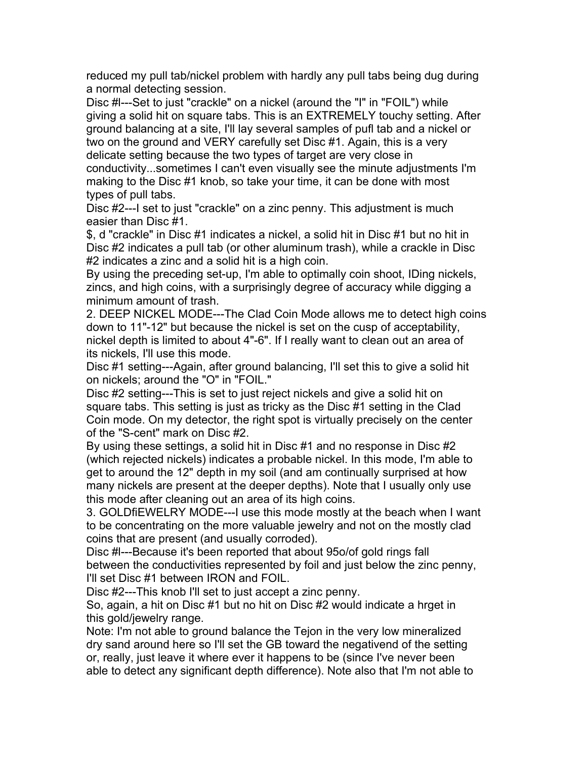reduced my pull tab/nickel problem with hardly any pull tabs being dug during a normal detecting session.

Disc #l---Set to just "crackle" on a nickel (around the "I" in "FOIL") while giving a solid hit on square tabs. This is an EXTREMELY touchy setting. After ground balancing at a site, I'll lay several samples of pufl tab and a nickel or two on the ground and VERY carefully set Disc #1. Again, this is a very delicate setting because the two types of target are very close in conductivity...sometimes I can't even visually see the minute adjustments I'm making to the Disc #1 knob, so take your time, it can be done with most types of pull tabs.

Disc #2---I set to just "crackle" on a zinc penny. This adjustment is much easier than Disc #1.

$, d "crackle" in Disc #1 indicates a nickel, a solid hit in Disc #1 but no hit in Disc #2 indicates a pull tab (or other aluminum trash), while a crackle in Disc #2 indicates a zinc and a solid hit is a high coin.

By using the preceding set-up, I'm able to optimally coin shoot, IDing nickels, zincs, and high coins, with a surprisingly degree of accuracy while digging a minimum amount of trash.

2. DEEP NICKEL MODE---The Clad Coin Mode allows me to detect high coins down to 11"-12" but because the nickel is set on the cusp of acceptability, nickel depth is limited to about 4"-6". If I really want to clean out an area of its nickels, I'll use this mode.

Disc #1 setting---Again, after ground balancing, I'll set this to give a solid hit on nickels; around the "O" in "FOIL."

Disc #2 setting---This is set to just reject nickels and give a solid hit on square tabs. This setting is just as tricky as the Disc #1 setting in the Clad Coin mode. On my detector, the right spot is virtually precisely on the center of the "S-cent" mark on Disc #2.

By using these settings, a solid hit in Disc #1 and no response in Disc #2 (which rejected nickels) indicates a probable nickel. In this mode, I'm able to get to around the 12" depth in my soil (and am continually surprised at how many nickels are present at the deeper depths). Note that I usually only use this mode after cleaning out an area of its high coins.

3. GOLDfiEWELRY MODE---I use this mode mostly at the beach when I want to be concentrating on the more valuable jewelry and not on the mostly clad coins that are present (and usually corroded).

Disc #l---Because it's been reported that about 95o/of gold rings fall between the conductivities represented by foil and just below the zinc penny, I'll set Disc #1 between IRON and FOIL.

Disc #2---This knob I'll set to just accept a zinc penny.

So, again, a hit on Disc #1 but no hit on Disc #2 would indicate a hrget in this gold/jewelry range.

Note: I'm not able to ground balance the Tejon in the very low mineralized dry sand around here so I'll set the GB toward the negativend of the setting or, really, just leave it where ever it happens to be (since I've never been able to detect any significant depth difference). Note also that I'm not able to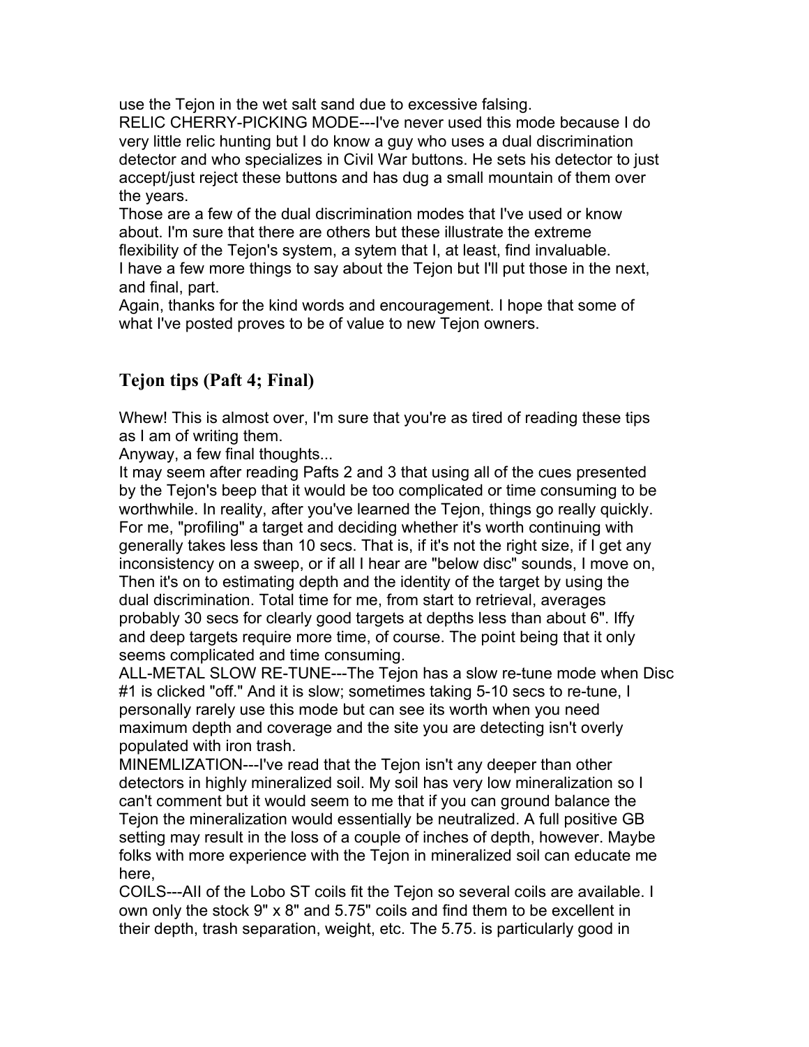use the Tejon in the wet salt sand due to excessive falsing.

RELIC CHERRY-PICKING MODE---I've never used this mode because I do very little relic hunting but I do know a guy who uses a dual discrimination detector and who specializes in Civil War buttons. He sets his detector to just accept/just reject these buttons and has dug a small mountain of them over the years.

Those are a few of the dual discrimination modes that I've used or know about. I'm sure that there are others but these illustrate the extreme flexibility of the Tejon's system, a sytem that I, at least, find invaluable.

I have a few more things to say about the Tejon but I'll put those in the next, and final, part.

Again, thanks for the kind words and encouragement. I hope that some of what I've posted proves to be of value to new Tejon owners.

## Tejon tips (Paft 4; Final)

Whew! This is almost over, I'm sure that you're as tired of reading these tips as I am of writing them.

Anyway, a few final thoughts...

It may seem after reading Pafts 2 and 3 that using all of the cues presented by the Tejon's beep that it would be too complicated or time consuming to be worthwhile. In reality, after you've learned the Tejon, things go really quickly. For me, "profiling" a target and deciding whether it's worth continuing with generally takes less than 10 secs. That is, if it's not the right size, if I get any inconsistency on a sweep, or if all I hear are "below disc" sounds, I move on, Then it's on to estimating depth and the identity of the target by using the dual discrimination. Total time for me, from start to retrieval, averages probably 30 secs for clearly good targets at depths less than about 6". Iffy and deep targets require more time, of course. The point being that it only seems complicated and time consuming.

ALL-METAL SLOW RE-TUNE---The Tejon has a slow re-tune mode when Disc #1 is clicked "off." And it is slow; sometimes taking 5-10 secs to re-tune, I personally rarely use this mode but can see its worth when you need maximum depth and coverage and the site you are detecting isn't overly populated with iron trash.

MINEMLIZATION---I've read that the Tejon isn't any deeper than other detectors in highly mineralized soil. My soil has very low mineralization so I can't comment but it would seem to me that if you can ground balance the Tejon the mineralization would essentially be neutralized. A full positive GB setting may result in the loss of a couple of inches of depth, however. Maybe folks with more experience with the Tejon in mineralized soil can educate me here,

COILS---AIl of the Lobo ST coils fit the Tejon so several coils are available. I own only the stock 9" x 8" and 5.75" coils and find them to be excellent in their depth, trash separation, weight, etc. The 5.75. is particularly good in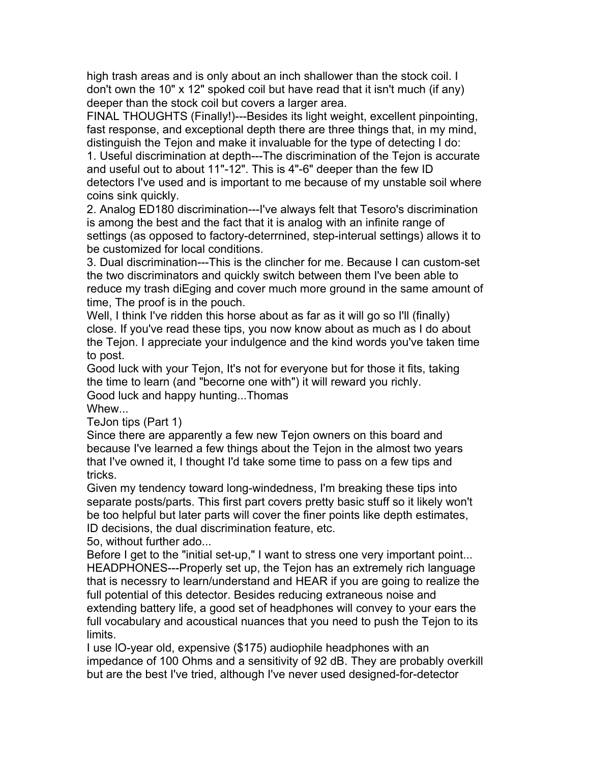high trash areas and is only about an inch shallower than the stock coil. I don't own the 10" x 12" spoked coil but have read that it isn't much (if any) deeper than the stock coil but covers a larger area.

FINAL THOUGHTS (Finally!)---Besides its light weight, excellent pinpointing, fast response, and exceptional depth there are three things that, in my mind, distinguish the Tejon and make it invaluable for the type of detecting I do:

1. Useful discrimination at depth---The discrimination of the Tejon is accurate and useful out to about 11"-12". This is 4"-6" deeper than the few ID detectors I've used and is important to me because of my unstable soil where coins sink quickly.
2. Analog ED180 discrimination---I've always felt that Tesoro's discrimination is among the best and the fact that it is analog with an infinite range of settings (as opposed to factory-deterrnined, step-interual settings) allows it to be customized for local conditions.
3. Dual discrimination---This is the clincher for me. Because I can custom-set the two discriminators and quickly switch between them I've been able to reduce my trash diEging and cover much more ground in the same amount of time, The proof is in the pouch.

Well, I think I've ridden this horse about as far as it will go so I'll (finally) close. If you've read these tips, you now know about as much as I do about the Tejon. I appreciate your indulgence and the kind words you've taken time to post.

Good luck with your Tejon, It's not for everyone but for those it fits, taking the time to learn (and "becorne one with") it will reward you richly.

Good luck and happy hunting...Thomas

Whew...

TeJon tips (Part 1)

Since there are apparently a few new Tejon owners on this board and because I've learned a few things about the Tejon in the almost two years that I've owned it, I thought I'd take some time to pass on a few tips and tricks.

Given my tendency toward long-windedness, I'm breaking these tips into separate posts/parts. This first part covers pretty basic stuff so it likely won't be too helpful but later parts will cover the finer points like depth estimates, ID decisions, the dual discrimination feature, etc.

5o, without further ado...

Before I get to the "initial set-up," I want to stress one very important point...

HEADPHONES---Properly set up, the Tejon has an extremely rich language that is necessry to learn/understand and HEAR if you are going to realize the full potential of this detector. Besides reducing extraneous noise and extending battery life, a good set of headphones will convey to your ears the full vocabulary and acoustical nuances that you need to push the Tejon to its limits.

I use lO-year old, expensive ($175) audiophile headphones with an impedance of 100 Ohms and a sensitivity of 92 dB. They are probably overkill but are the best I've tried, although I've never used designed-for-detector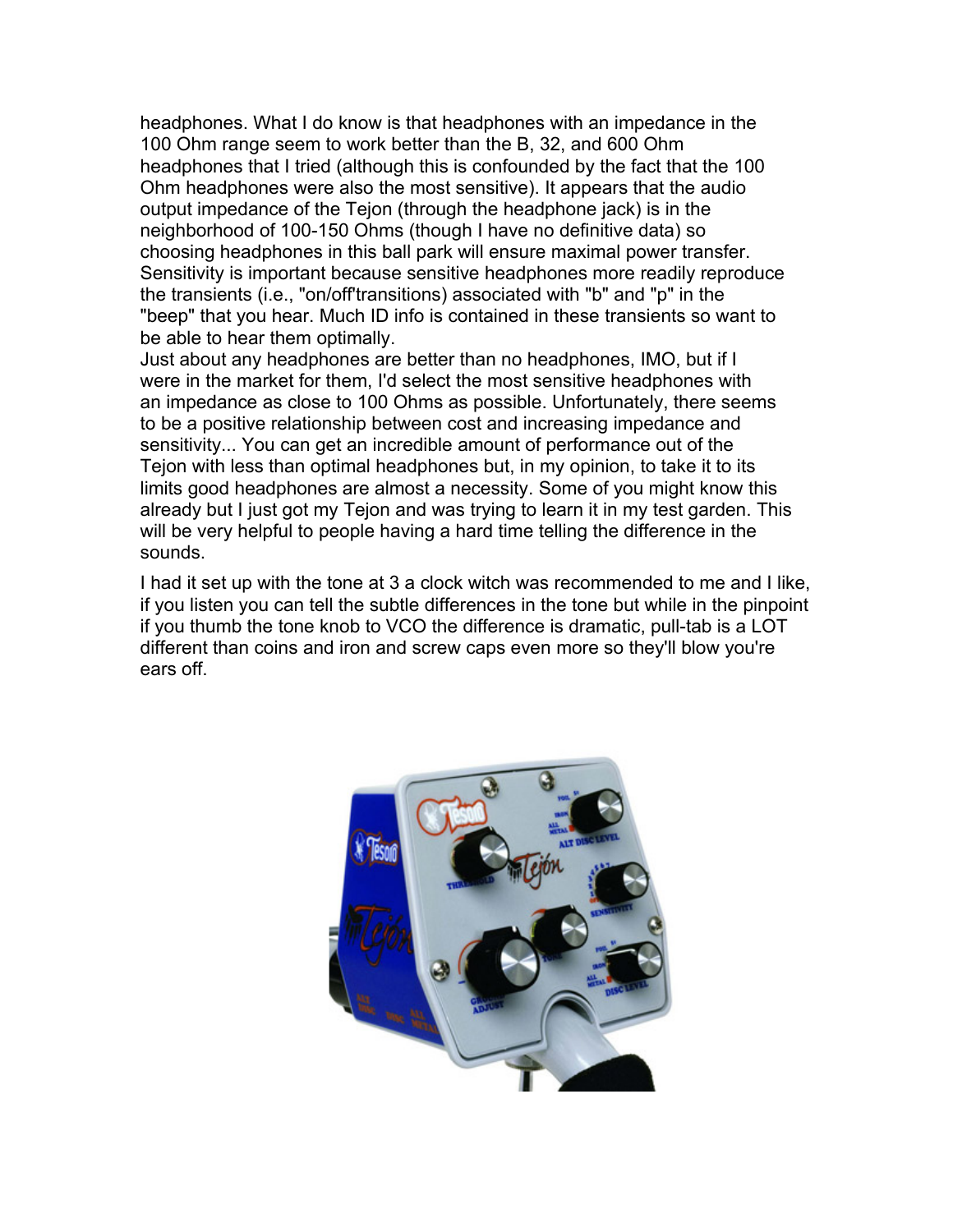headphones. What I do know is that headphones with an impedance in the 100 Ohm range seem to work better than the B, 32, and 600 Ohm headphones that I tried (although this is confounded by the fact that the 100 Ohm headphones were also the most sensitive). It appears that the audio output impedance of the Tejon (through the headphone jack) is in the neighborhood of 100-150 Ohms (though I have no definitive data) so choosing headphones in this ball park will ensure maximal power transfer. Sensitivity is important because sensitive headphones more readily reproduce the transients (i.e., "on/off'transitions) associated with "b" and "p" in the "beep" that you hear. Much ID info is contained in these transients so want to be able to hear them optimally.
Just about any headphones are better than no headphones, IMO, but if I were in the market for them, I'd select the most sensitive headphones with an impedance as close to 100 Ohms as possible. Unfortunately, there seems to be a positive relationship between cost and increasing impedance and sensitivity... You can get an incredible amount of performance out of the Tejon with less than optimal headphones but, in my opinion, to take it to its limits good headphones are almost a necessity. Some of you might know this already but I just got my Tejon and was trying to learn it in my test garden. This will be very helpful to people having a hard time telling the difference in the sounds.

I had it set up with the tone at 3 a clock witch was recommended to me and I like, if you listen you can tell the subtle differences in the tone but while in the pinpoint if you thumb the tone knob to VCO the difference is dramatic, pull-tab is a LOT different than coins and iron and screw caps even more so they'll blow you're ears off.